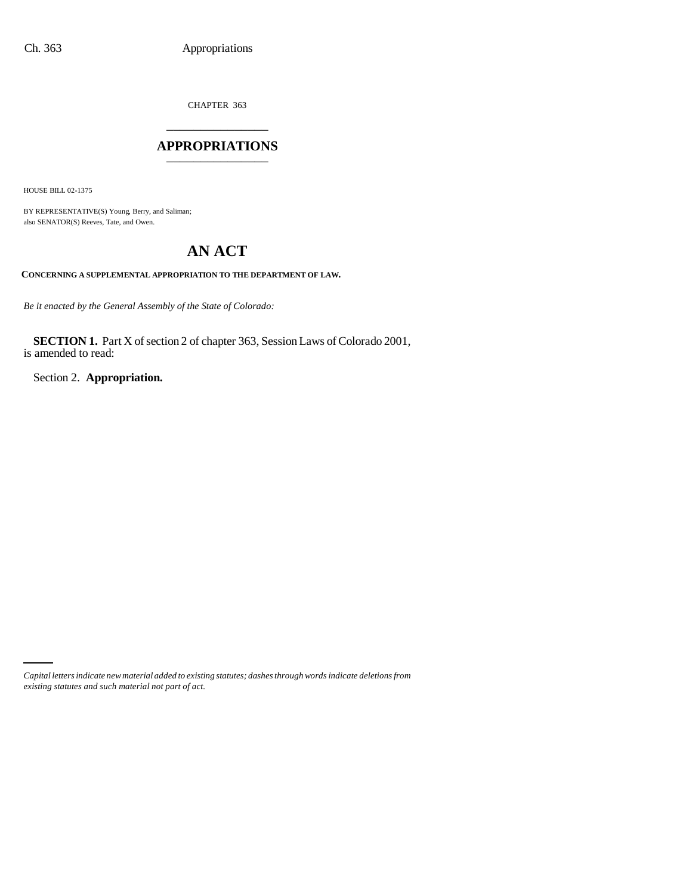CHAPTER 363

# APPROPRIATIONS

HOUSE BILL 02-1375

BY REPRESENTATIVE(S) Young, Berry, and Saliman;
also SENATOR(S) Reeves, Tate, and Owen.

# AN ACT

**CONCERNING A SUPPLEMENTAL APPROPRIATION TO THE DEPARTMENT OF LAW.**

*Be it enacted by the General Assembly of the State of Colorado:*

**SECTION 1.** Part X of section 2 of chapter 363, Session Laws of Colorado 2001, is amended to read:

Section 2. **Appropriation.**

*Capital letters indicate new material added to existing statutes; dashes through words indicate deletions from existing statutes and such material not part of act.*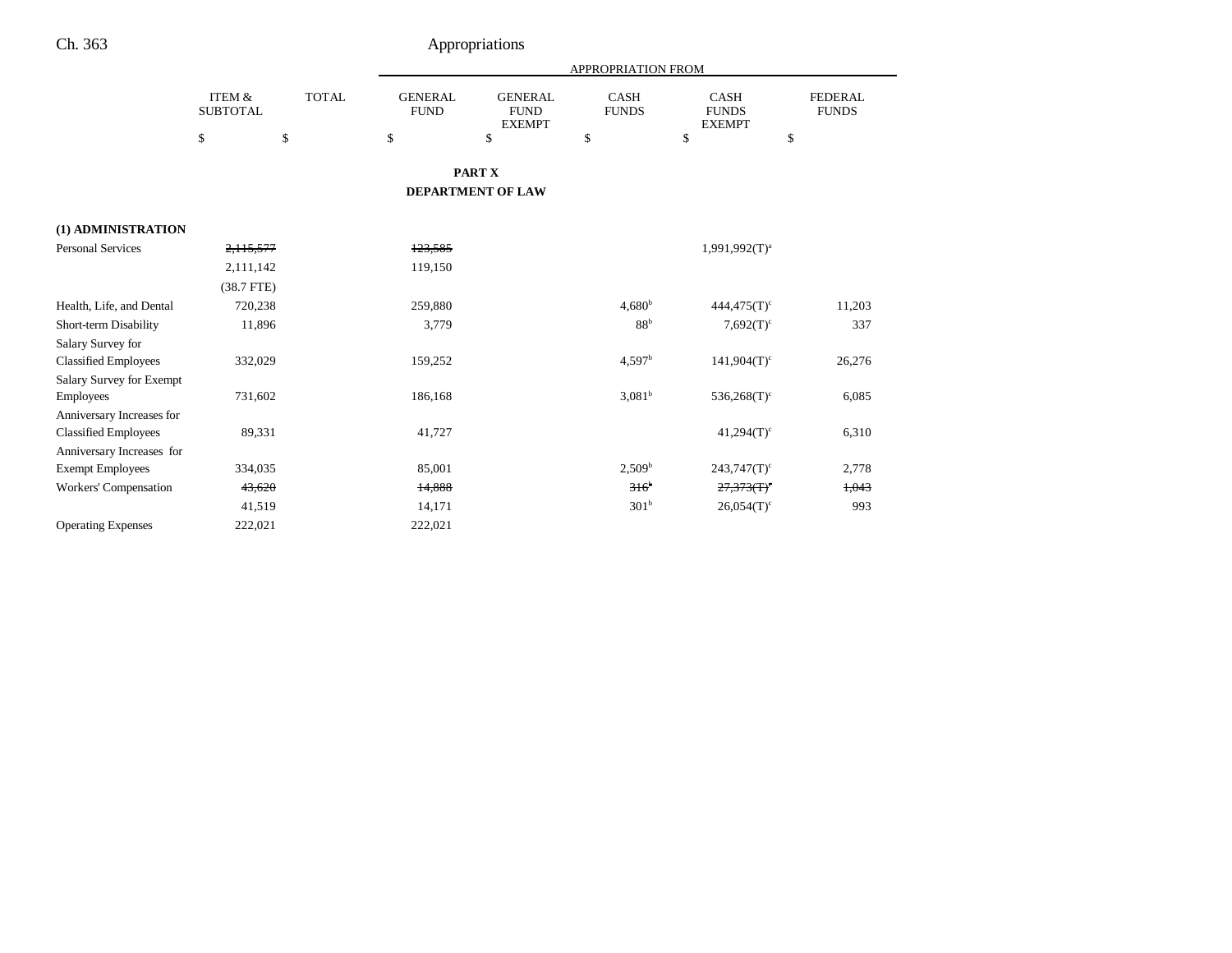## PART X

## DEPARTMENT OF LAW

| | ITEM & SUBTOTAL | TOTAL | APPROPRIATION FROM GENERAL FUND | GENERAL FUND EXEMPT | CASH FUNDS | CASH FUNDS EXEMPT | FEDERAL FUNDS |
|---|---|---|---|---|---|---|---|
| | $ | $ | $ | $ | $ | $ | $ |
| **(1) ADMINISTRATION** | | | | | | | |
| Personal Services | ~~2,115,577~~ | | ~~123,585~~ | | | 1,991,992(T)[a] | |
| | 2,111,142 | | 119,150 | | | | |
| | (38.7 FTE) | | | | | | |
| Health, Life, and Dental | 720,238 | | 259,880 | | 4,680[b] | 444,475(T)[c] | 11,203 |
| Short-term Disability | 11,896 | | 3,779 | | 88[b] | 7,692(T)[c] | 337 |
| Salary Survey for Classified Employees | 332,029 | | 159,252 | | 4,597[b] | 141,904(T)[c] | 26,276 |
| Salary Survey for Exempt Employees | 731,602 | | 186,168 | | 3,081[b] | 536,268(T)[c] | 6,085 |
| Anniversary Increases for Classified Employees | 89,331 | | 41,727 | | | 41,294(T)[c] | 6,310 |
| Anniversary Increases for Exempt Employees | 334,035 | | 85,001 | | 2,509[b] | 243,747(T)[c] | 2,778 |
| Workers' Compensation | ~~43,620~~ | | ~~14,888~~ | | ~~316[b]~~ | ~~27,373(T)[c]~~ | ~~1,043~~ |
| | 41,519 | | 14,171 | | 301[b] | 26,054(T)[c] | 993 |
| Operating Expenses | 222,021 | | 222,021 | | | | |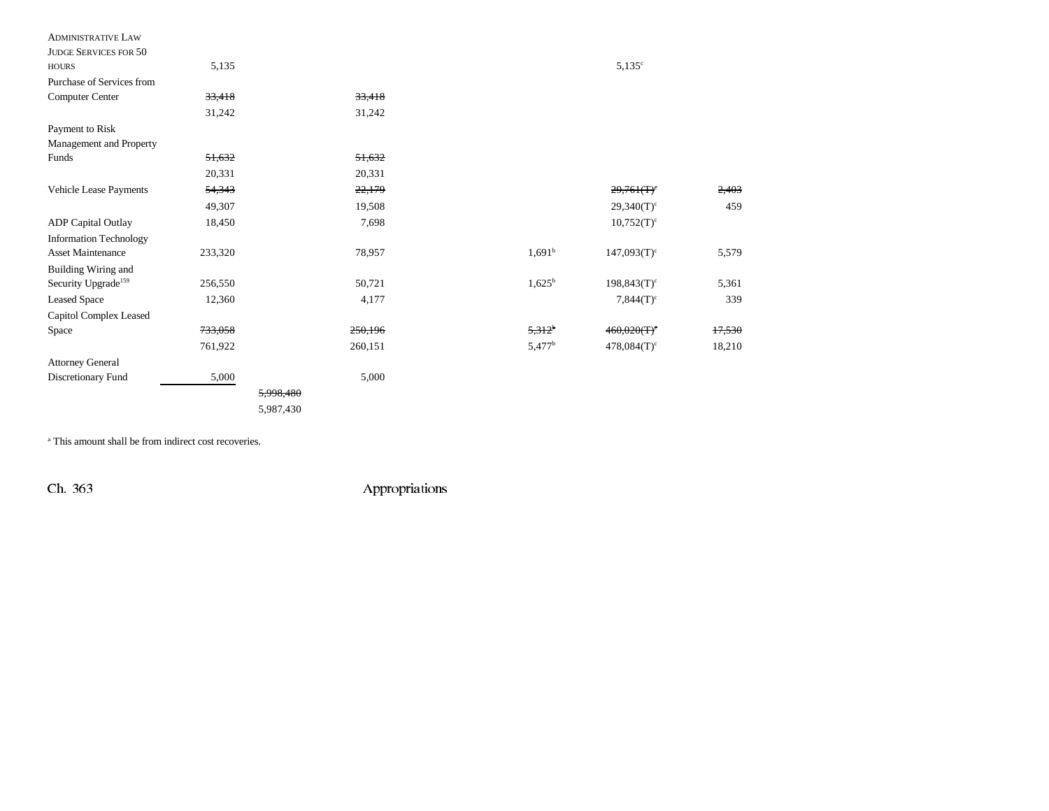| | | | | | | |
|---|---|---|---|---|---|---|
| ADMINISTRATIVE LAW JUDGE SERVICES FOR 50 HOURS | 5,135 | | | | 5,135[c] | |
| Purchase of Services from Computer Center | ~~33,418~~ | | ~~33,418~~ | | | |
| | 31,242 | | 31,242 | | | |
| Payment to Risk Management and Property Funds | ~~51,632~~ | | ~~51,632~~ | | | |
| | 20,331 | | 20,331 | | | |
| Vehicle Lease Payments | ~~54,343~~ | | ~~22,179~~ | | ~~29,761(T)[c]~~ | ~~2,403~~ |
| | 49,307 | | 19,508 | | 29,340(T)[c] | 459 |
| ADP Capital Outlay | 18,450 | | 7,698 | | 10,752(T)[c] | |
| Information Technology Asset Maintenance | 233,320 | | 78,957 | 1,691[b] | 147,093(T)[c] | 5,579 |
| Building Wiring and Security Upgrade[159] | 256,550 | | 50,721 | 1,625[b] | 198,843(T)[c] | 5,361 |
| Leased Space | 12,360 | | 4,177 | | 7,844(T)[c] | 339 |
| Capitol Complex Leased Space | ~~733,058~~ | | ~~250,196~~ | ~~5,312[b]~~ | ~~460,020(T)[c]~~ | ~~17,530~~ |
| | 761,922 | | 260,151 | 5,477[b] | 478,084(T)[c] | 18,210 |
| Attorney General Discretionary Fund | 5,000 | | 5,000 | | | |
| | | ~~5,998,480~~ | | | | |
| | | 5,987,430 | | | | |

[a] This amount shall be from indirect cost recoveries.

Ch. 363 Appropriations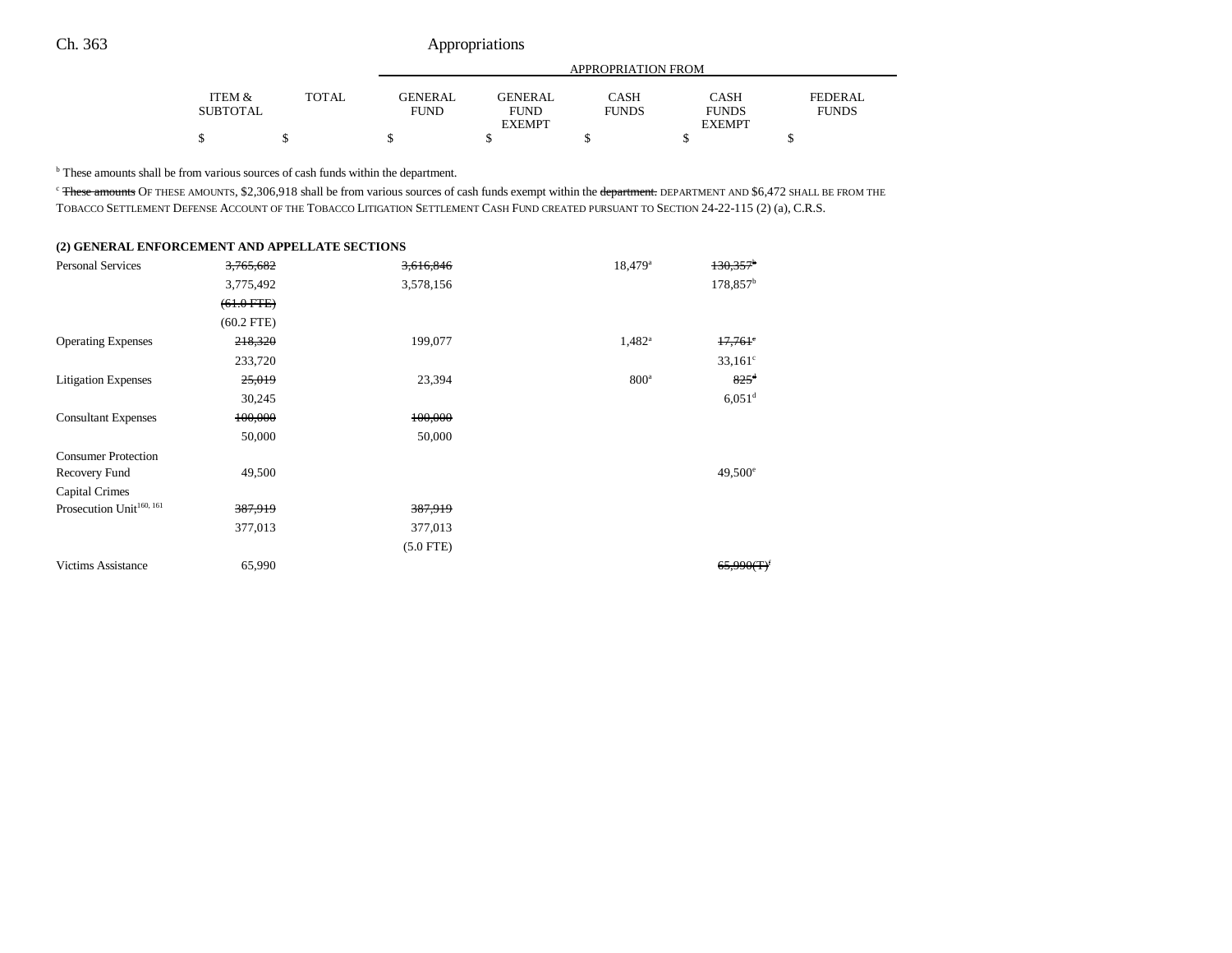| | ITEM & SUBTOTAL | TOTAL | GENERAL FUND | GENERAL FUND EXEMPT | CASH FUNDS | CASH FUNDS EXEMPT | FEDERAL FUNDS |
|---|---|---|---|---|---|---|---|
| | | | APPROPRIATION FROM | | | | |
| | $ | $ | $ | $ | $ | $ | $ |

[b] These amounts shall be from various sources of cash funds within the department.

[c] ~~These amounts~~ OF THESE AMOUNTS, $2,306,918 shall be from various sources of cash funds exempt within the ~~department.~~ DEPARTMENT AND $6,472 SHALL BE FROM THE TOBACCO SETTLEMENT DEFENSE ACCOUNT OF THE TOBACCO LITIGATION SETTLEMENT CASH FUND CREATED PURSUANT TO SECTION 24-22-115 (2) (a), C.R.S.

**(2) GENERAL ENFORCEMENT AND APPELLATE SECTIONS**

| | ITEM & SUBTOTAL | TOTAL | GENERAL FUND | GENERAL FUND EXEMPT | CASH FUNDS | CASH FUNDS EXEMPT | FEDERAL FUNDS |
|---|---|---|---|---|---|---|---|
| Personal Services | ~~3,765,682~~ | | ~~3,616,846~~ | | 18,479[a] | ~~130,357[b]~~ | |
| | 3,775,492 | | 3,578,156 | | | 178,857[b] | |
| | ~~(61.0 FTE)~~ | | | | | | |
| | (60.2 FTE) | | | | | | |
| Operating Expenses | ~~218,320~~ | | 199,077 | | 1,482[a] | ~~17,761[c]~~ | |
| | 233,720 | | | | | 33,161[c] | |
| Litigation Expenses | ~~25,019~~ | | 23,394 | | 800[a] | ~~825[d]~~ | |
| | 30,245 | | | | | 6,051[d] | |
| Consultant Expenses | ~~100,000~~ | | ~~100,000~~ | | | | |
| | 50,000 | | 50,000 | | | | |
| Consumer Protection Recovery Fund | 49,500 | | | | | 49,500[e] | |
| Capital Crimes Prosecution Unit[160, 161] | ~~387,919~~ | | ~~387,919~~ | | | | |
| | 377,013 | | 377,013 | | | | |
| | | | (5.0 FTE) | | | | |
| Victims Assistance | 65,990 | | | | | ~~65,990(T)[f]~~ | |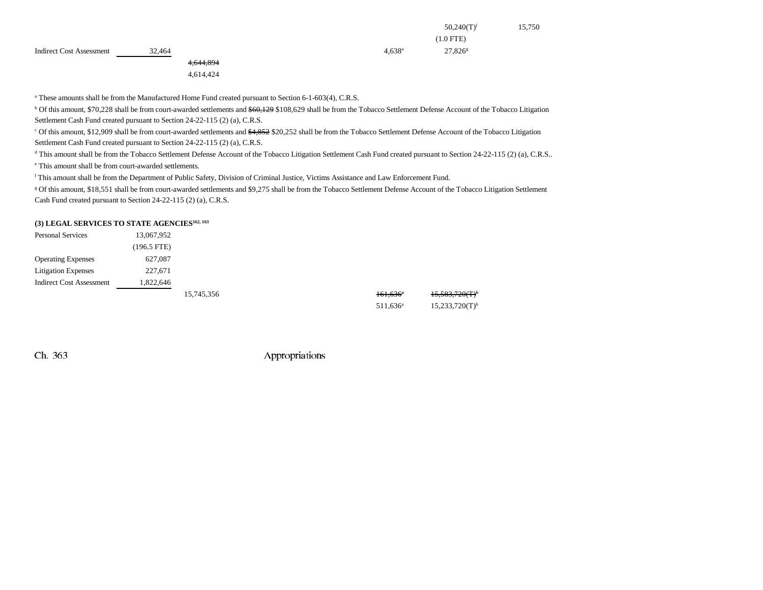| | | | | | | |
|---|---|---|---|---|---|---|
| | | | | | 50,240(T)[f] | 15,750 |
| | | | | | (1.0 FTE) | |
| Indirect Cost Assessment | 32,464 | | | 4,638[a] | 27,826[g] | |
| | | ~~4,644,894~~ | | | | |
| | | 4,614,424 | | | | |

[a] These amounts shall be from the Manufactured Home Fund created pursuant to Section 6-1-603(4), C.R.S.

[b] Of this amount, $70,228 shall be from court-awarded settlements and ~~$60,129~~ $108,629 shall be from the Tobacco Settlement Defense Account of the Tobacco Litigation Settlement Cash Fund created pursuant to Section 24-22-115 (2) (a), C.R.S.

[c] Of this amount, $12,909 shall be from court-awarded settlements and ~~$4,852~~ $20,252 shall be from the Tobacco Settlement Defense Account of the Tobacco Litigation Settlement Cash Fund created pursuant to Section 24-22-115 (2) (a), C.R.S.

[d] This amount shall be from the Tobacco Settlement Defense Account of the Tobacco Litigation Settlement Cash Fund created pursuant to Section 24-22-115 (2) (a), C.R.S..

[e] This amount shall be from court-awarded settlements.

[f] This amount shall be from the Department of Public Safety, Division of Criminal Justice, Victims Assistance and Law Enforcement Fund.

[g] Of this amount, $18,551 shall be from court-awarded settlements and $9,275 shall be from the Tobacco Settlement Defense Account of the Tobacco Litigation Settlement Cash Fund created pursuant to Section 24-22-115 (2) (a), C.R.S.

**(3) LEGAL SERVICES TO STATE AGENCIES[162, 163]**

| | | | | | |
|---|---|---|---|---|---|
| Personal Services | 13,067,952 | | | | |
| | (196.5 FTE) | | | | |
| Operating Expenses | 627,087 | | | | |
| Litigation Expenses | 227,671 | | | | |
| Indirect Cost Assessment | 1,822,646 | | | | |
| | | 15,745,356 | | ~~161,636~~[a] | ~~15,583,720(T)~~[b] |
| | | | | 511,636[a] | 15,233,720(T)[b] |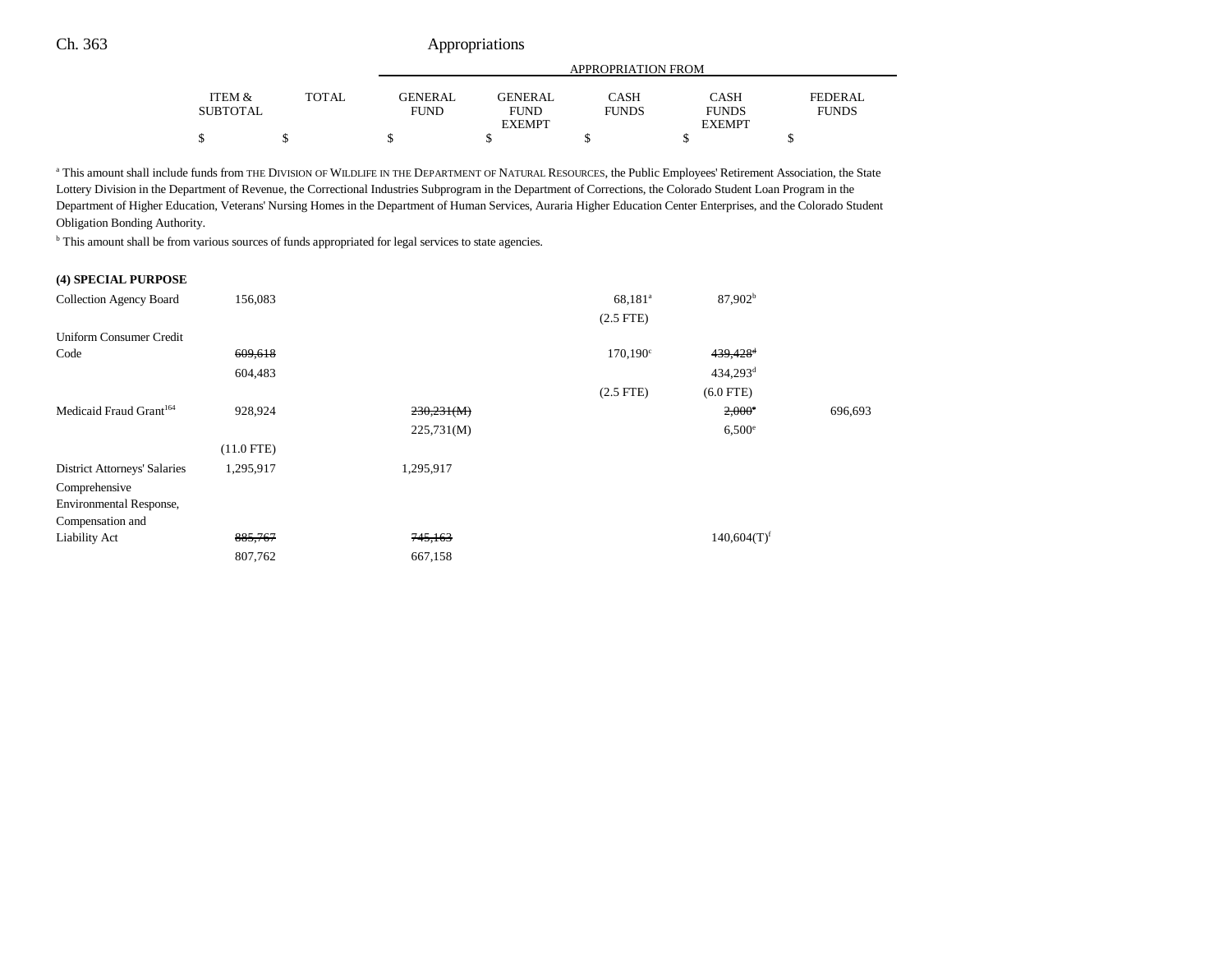| | ITEM & SUBTOTAL | TOTAL | APPROPRIATION FROM | | | | |
|---|---|---|---|---|---|---|---|
| | | | GENERAL FUND | GENERAL FUND EXEMPT | CASH FUNDS | CASH FUNDS EXEMPT | FEDERAL FUNDS |
| | $ | $ | $ | $ | $ | $ | $ |

[a] This amount shall include funds from THE DIVISION OF WILDLIFE IN THE DEPARTMENT OF NATURAL RESOURCES, the Public Employees' Retirement Association, the State Lottery Division in the Department of Revenue, the Correctional Industries Subprogram in the Department of Corrections, the Colorado Student Loan Program in the Department of Higher Education, Veterans' Nursing Homes in the Department of Human Services, Auraria Higher Education Center Enterprises, and the Colorado Student Obligation Bonding Authority.

[b] This amount shall be from various sources of funds appropriated for legal services to state agencies.

**(4) SPECIAL PURPOSE**

| | ITEM & SUBTOTAL | TOTAL | GENERAL FUND | GENERAL FUND EXEMPT | CASH FUNDS | CASH FUNDS EXEMPT | FEDERAL FUNDS |
|---|---|---|---|---|---|---|---|
| Collection Agency Board | 156,083 | | | | 68,181[a] | 87,902[b] | |
| | | | | | (2.5 FTE) | | |
| Uniform Consumer Credit Code | ~~609,618~~ | | | | 170,190[c] | ~~439,428~~[d] | |
| | 604,483 | | | | | 434,293[d] | |
| | | | | | (2.5 FTE) | (6.0 FTE) | |
| Medicaid Fraud Grant[164] | 928,924 | | ~~230,231(M)~~ | | | ~~2,000~~[e] | 696,693 |
| | | | 225,731(M) | | | 6,500[e] | |
| | (11.0 FTE) | | | | | | |
| District Attorneys' Salaries | 1,295,917 | | 1,295,917 | | | | |
| Comprehensive Environmental Response, Compensation and Liability Act | ~~885,767~~ | | ~~745,163~~ | | | 140,604(T)[f] | |
| | 807,762 | | 667,158 | | | | |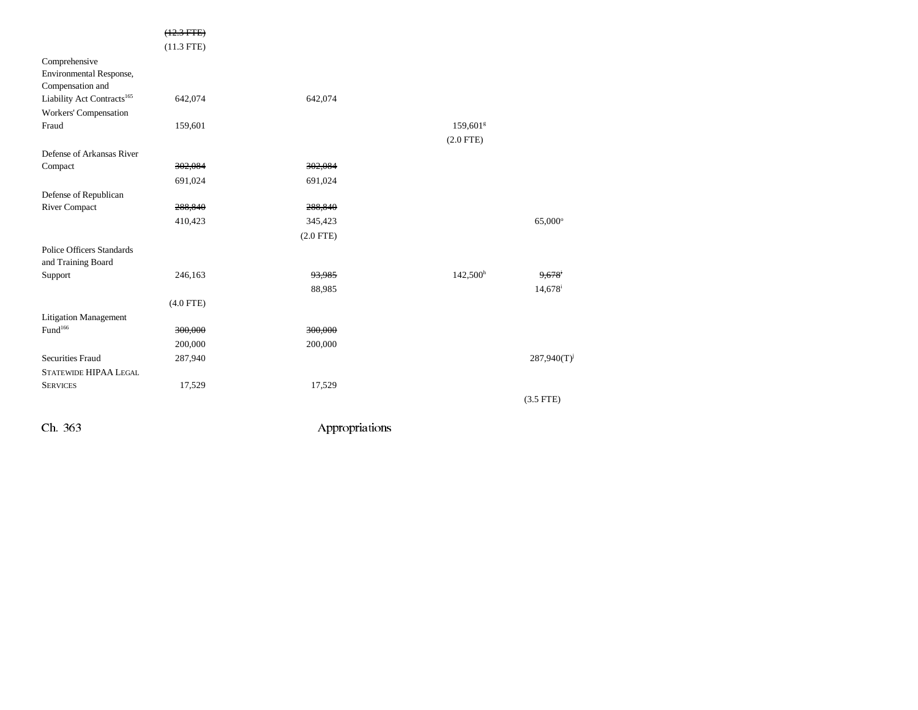| | | | | | |
|---|---|---|---|---|---|
| | ~~(12.3 FTE)~~ | | | | |
| | (11.3 FTE) | | | | |
| Comprehensive Environmental Response, Compensation and Liability Act Contracts[165] | 642,074 | 642,074 | | | |
| Workers' Compensation Fraud | 159,601 | | | 159,601[g] | |
| | | | | (2.0 FTE) | |
| Defense of Arkansas River Compact | ~~302,084~~ | ~~302,084~~ | | | |
| | 691,024 | 691,024 | | | |
| Defense of Republican River Compact | ~~288,840~~ | ~~288,840~~ | | | |
| | 410,423 | 345,423 | | | 65,000[o] |
| | | (2.0 FTE) | | | |
| Police Officers Standards and Training Board Support | 246,163 | ~~93,985~~ | | 142,500[h] | ~~9,678~~[i] |
| | | 88,985 | | | 14,678[i] |
| | (4.0 FTE) | | | | |
| Litigation Management Fund[166] | ~~300,000~~ | ~~300,000~~ | | | |
| | 200,000 | 200,000 | | | |
| Securities Fraud | 287,940 | | | | 287,940(T)[j] |
| STATEWIDE HIPAA LEGAL SERVICES | 17,529 | 17,529 | | | |
| | | | | | (3.5 FTE) |

Ch. 363 Appropriations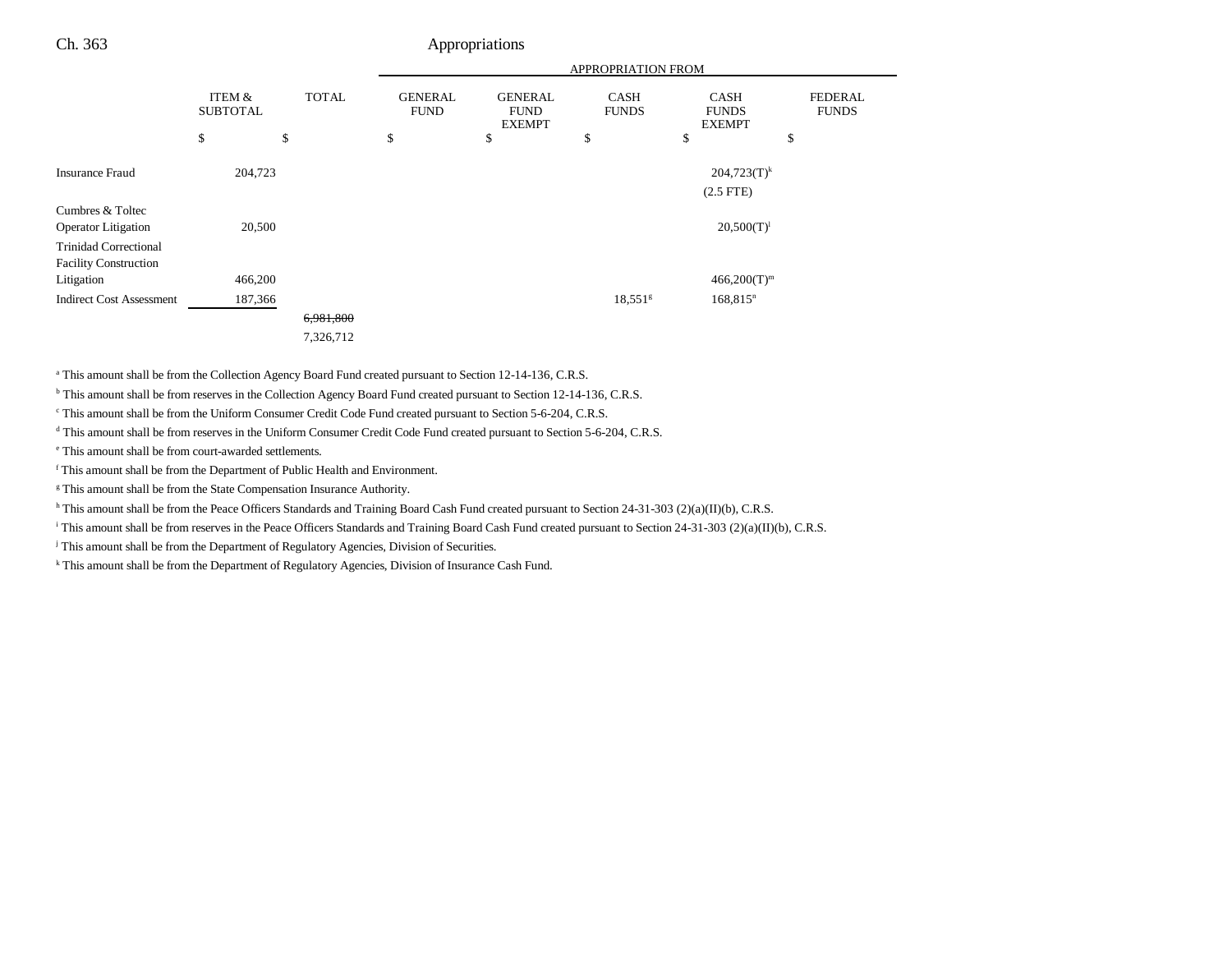| | ITEM & SUBTOTAL | TOTAL | GENERAL FUND | GENERAL FUND EXEMPT | CASH FUNDS | CASH FUNDS EXEMPT | FEDERAL FUNDS |
|---|---|---|---|---|---|---|---|
| | | | APPROPRIATION FROM | | | | |
| | $ | $ | $ | $ | $ | $ | $ |
| Insurance Fraud | 204,723 | | | | | 204,723(T)[k] (2.5 FTE) | |
| Cumbres & Toltec Operator Litigation | 20,500 | | | | | 20,500(T)[l] | |
| Trinidad Correctional Facility Construction Litigation | 466,200 | | | | | 466,200(T)[m] | |
| Indirect Cost Assessment | 187,366 | | | | 18,551[g] | 168,815[n] | |
| | | ~~6,981,800~~ 7,326,712 | | | | | |

[a] This amount shall be from the Collection Agency Board Fund created pursuant to Section 12-14-136, C.R.S.

[b] This amount shall be from reserves in the Collection Agency Board Fund created pursuant to Section 12-14-136, C.R.S.

[c] This amount shall be from the Uniform Consumer Credit Code Fund created pursuant to Section 5-6-204, C.R.S.

[d] This amount shall be from reserves in the Uniform Consumer Credit Code Fund created pursuant to Section 5-6-204, C.R.S.

[e] This amount shall be from court-awarded settlements.

[f] This amount shall be from the Department of Public Health and Environment.

[g] This amount shall be from the State Compensation Insurance Authority.

[h] This amount shall be from the Peace Officers Standards and Training Board Cash Fund created pursuant to Section 24-31-303 (2)(a)(II)(b), C.R.S.

[i] This amount shall be from reserves in the Peace Officers Standards and Training Board Cash Fund created pursuant to Section 24-31-303 (2)(a)(II)(b), C.R.S.

[j] This amount shall be from the Department of Regulatory Agencies, Division of Securities.

[k] This amount shall be from the Department of Regulatory Agencies, Division of Insurance Cash Fund.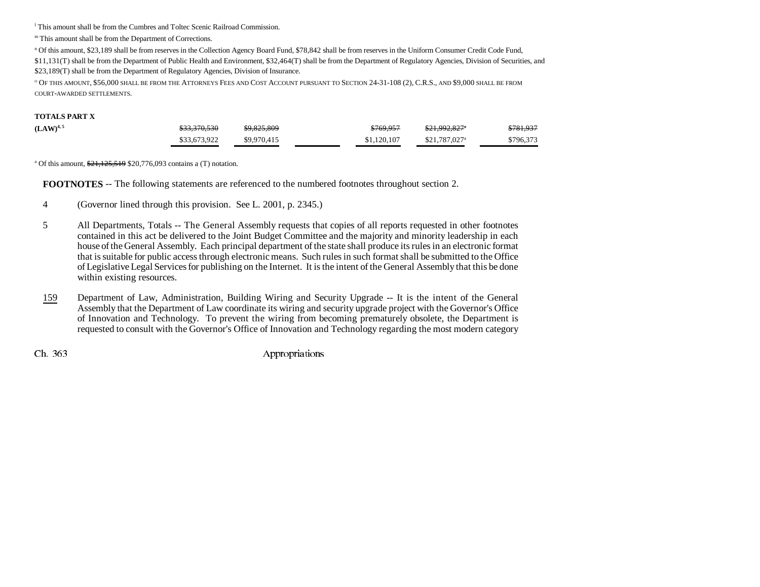[l] This amount shall be from the Cumbres and Toltec Scenic Railroad Commission.

[m] This amount shall be from the Department of Corrections.

[n] Of this amount, $23,189 shall be from reserves in the Collection Agency Board Fund, $78,842 shall be from reserves in the Uniform Consumer Credit Code Fund, $11,131(T) shall be from the Department of Public Health and Environment, $32,464(T) shall be from the Department of Regulatory Agencies, Division of Securities, and $23,189(T) shall be from the Department of Regulatory Agencies, Division of Insurance.

[o] OF THIS AMOUNT, $56,000 SHALL BE FROM THE ATTORNEYS FEES AND COST ACCOUNT PURSUANT TO SECTION 24-31-108 (2), C.R.S., AND $9,000 SHALL BE FROM COURT-AWARDED SETTLEMENTS.

| | | | | | | |
|---|---|---|---|---|---|---|
| **TOTALS PART X** | | | | | | |
| **(LAW)**[4, 5] | ~~$33,370,530~~ | ~~$9,825,809~~ | | ~~$769,957~~ | ~~$21,992,827~~[a] | ~~$781,937~~ |
| | $33,673,922 | $9,970,415 | | $1,120,107 | $21,787,027[a] | $796,373 |

[a] Of this amount, ~~$21,125,519~~ $20,776,093 contains a (T) notation.

**FOOTNOTES** -- The following statements are referenced to the numbered footnotes throughout section 2.

4 (Governor lined through this provision. See L. 2001, p. 2345.)

5 All Departments, Totals -- The General Assembly requests that copies of all reports requested in other footnotes contained in this act be delivered to the Joint Budget Committee and the majority and minority leadership in each house of the General Assembly. Each principal department of the state shall produce its rules in an electronic format that is suitable for public access through electronic means. Such rules in such format shall be submitted to the Office of Legislative Legal Services for publishing on the Internet. It is the intent of the General Assembly that this be done within existing resources.

159 Department of Law, Administration, Building Wiring and Security Upgrade -- It is the intent of the General Assembly that the Department of Law coordinate its wiring and security upgrade project with the Governor's Office of Innovation and Technology. To prevent the wiring from becoming prematurely obsolete, the Department is requested to consult with the Governor's Office of Innovation and Technology regarding the most modern category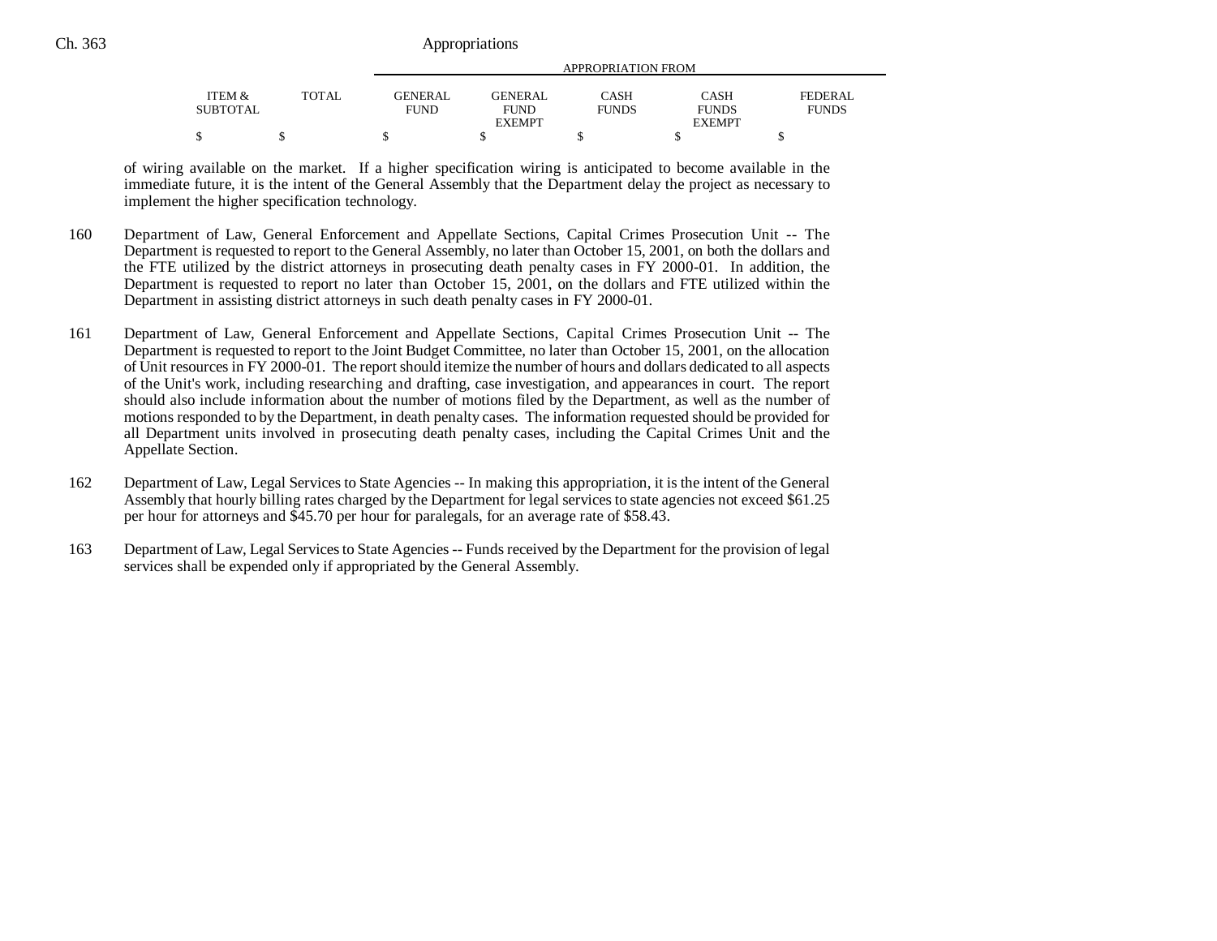| ITEM & SUBTOTAL | TOTAL | GENERAL FUND | GENERAL FUND EXEMPT | CASH FUNDS | CASH FUNDS EXEMPT | FEDERAL FUNDS |
|---|---|---|---|---|---|---|
| $ | $ | $ | $ | $ | $ | $ |

of wiring available on the market. If a higher specification wiring is anticipated to become available in the immediate future, it is the intent of the General Assembly that the Department delay the project as necessary to implement the higher specification technology.

160 Department of Law, General Enforcement and Appellate Sections, Capital Crimes Prosecution Unit -- The Department is requested to report to the General Assembly, no later than October 15, 2001, on both the dollars and the FTE utilized by the district attorneys in prosecuting death penalty cases in FY 2000-01. In addition, the Department is requested to report no later than October 15, 2001, on the dollars and FTE utilized within the Department in assisting district attorneys in such death penalty cases in FY 2000-01.

161 Department of Law, General Enforcement and Appellate Sections, Capital Crimes Prosecution Unit -- The Department is requested to report to the Joint Budget Committee, no later than October 15, 2001, on the allocation of Unit resources in FY 2000-01. The report should itemize the number of hours and dollars dedicated to all aspects of the Unit's work, including researching and drafting, case investigation, and appearances in court. The report should also include information about the number of motions filed by the Department, as well as the number of motions responded to by the Department, in death penalty cases. The information requested should be provided for all Department units involved in prosecuting death penalty cases, including the Capital Crimes Unit and the Appellate Section.

162 Department of Law, Legal Services to State Agencies -- In making this appropriation, it is the intent of the General Assembly that hourly billing rates charged by the Department for legal services to state agencies not exceed $61.25 per hour for attorneys and $45.70 per hour for paralegals, for an average rate of $58.43.

163 Department of Law, Legal Services to State Agencies -- Funds received by the Department for the provision of legal services shall be expended only if appropriated by the General Assembly.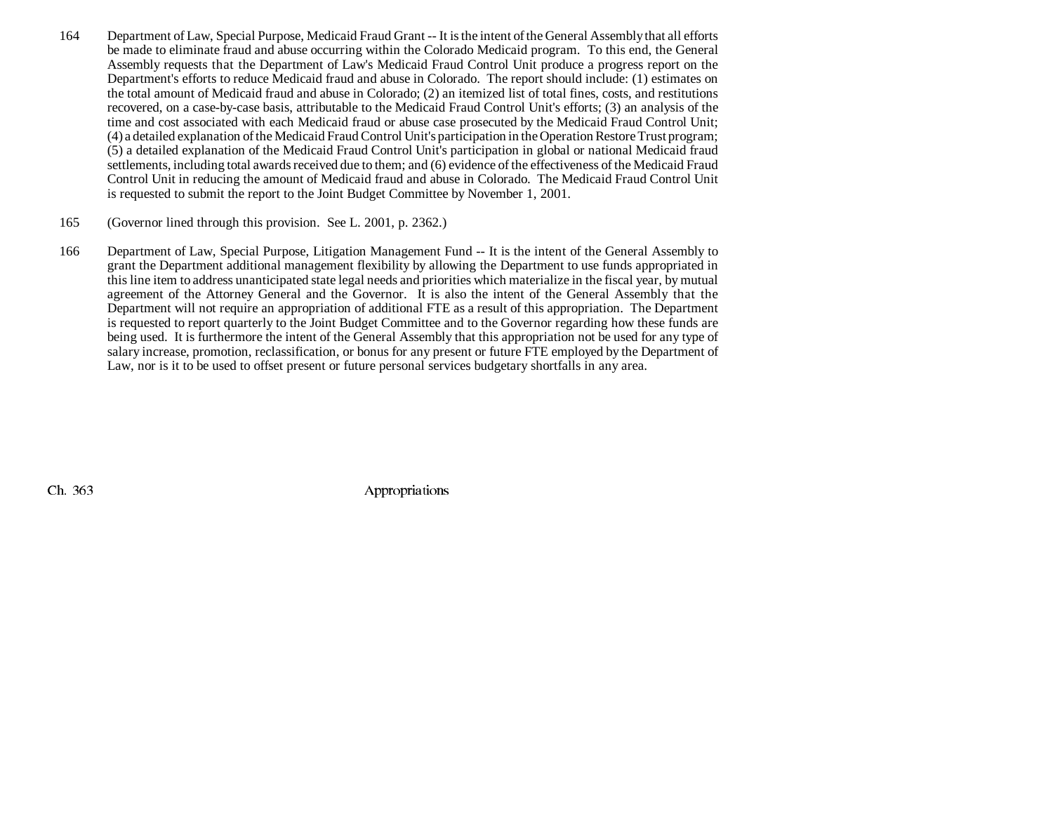164 Department of Law, Special Purpose, Medicaid Fraud Grant -- It is the intent of the General Assembly that all efforts be made to eliminate fraud and abuse occurring within the Colorado Medicaid program. To this end, the General Assembly requests that the Department of Law's Medicaid Fraud Control Unit produce a progress report on the Department's efforts to reduce Medicaid fraud and abuse in Colorado. The report should include: (1) estimates on the total amount of Medicaid fraud and abuse in Colorado; (2) an itemized list of total fines, costs, and restitutions recovered, on a case-by-case basis, attributable to the Medicaid Fraud Control Unit's efforts; (3) an analysis of the time and cost associated with each Medicaid fraud or abuse case prosecuted by the Medicaid Fraud Control Unit; (4) a detailed explanation of the Medicaid Fraud Control Unit's participation in the Operation Restore Trust program; (5) a detailed explanation of the Medicaid Fraud Control Unit's participation in global or national Medicaid fraud settlements, including total awards received due to them; and (6) evidence of the effectiveness of the Medicaid Fraud Control Unit in reducing the amount of Medicaid fraud and abuse in Colorado. The Medicaid Fraud Control Unit is requested to submit the report to the Joint Budget Committee by November 1, 2001.

165 (Governor lined through this provision. See L. 2001, p. 2362.)

166 Department of Law, Special Purpose, Litigation Management Fund -- It is the intent of the General Assembly to grant the Department additional management flexibility by allowing the Department to use funds appropriated in this line item to address unanticipated state legal needs and priorities which materialize in the fiscal year, by mutual agreement of the Attorney General and the Governor. It is also the intent of the General Assembly that the Department will not require an appropriation of additional FTE as a result of this appropriation. The Department is requested to report quarterly to the Joint Budget Committee and to the Governor regarding how these funds are being used. It is furthermore the intent of the General Assembly that this appropriation not be used for any type of salary increase, promotion, reclassification, or bonus for any present or future FTE employed by the Department of Law, nor is it to be used to offset present or future personal services budgetary shortfalls in any area.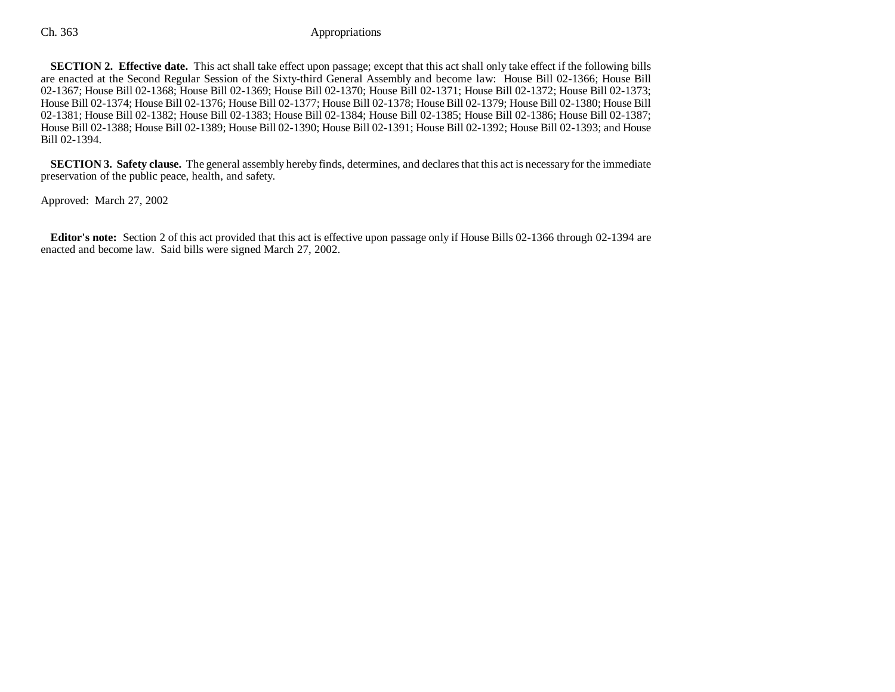**SECTION 2. Effective date.** This act shall take effect upon passage; except that this act shall only take effect if the following bills are enacted at the Second Regular Session of the Sixty-third General Assembly and become law: House Bill 02-1366; House Bill 02-1367; House Bill 02-1368; House Bill 02-1369; House Bill 02-1370; House Bill 02-1371; House Bill 02-1372; House Bill 02-1373; House Bill 02-1374; House Bill 02-1376; House Bill 02-1377; House Bill 02-1378; House Bill 02-1379; House Bill 02-1380; House Bill 02-1381; House Bill 02-1382; House Bill 02-1383; House Bill 02-1384; House Bill 02-1385; House Bill 02-1386; House Bill 02-1387; House Bill 02-1388; House Bill 02-1389; House Bill 02-1390; House Bill 02-1391; House Bill 02-1392; House Bill 02-1393; and House Bill 02-1394.

**SECTION 3. Safety clause.** The general assembly hereby finds, determines, and declares that this act is necessary for the immediate preservation of the public peace, health, and safety.

Approved: March 27, 2002

**Editor's note:** Section 2 of this act provided that this act is effective upon passage only if House Bills 02-1366 through 02-1394 are enacted and become law. Said bills were signed March 27, 2002.